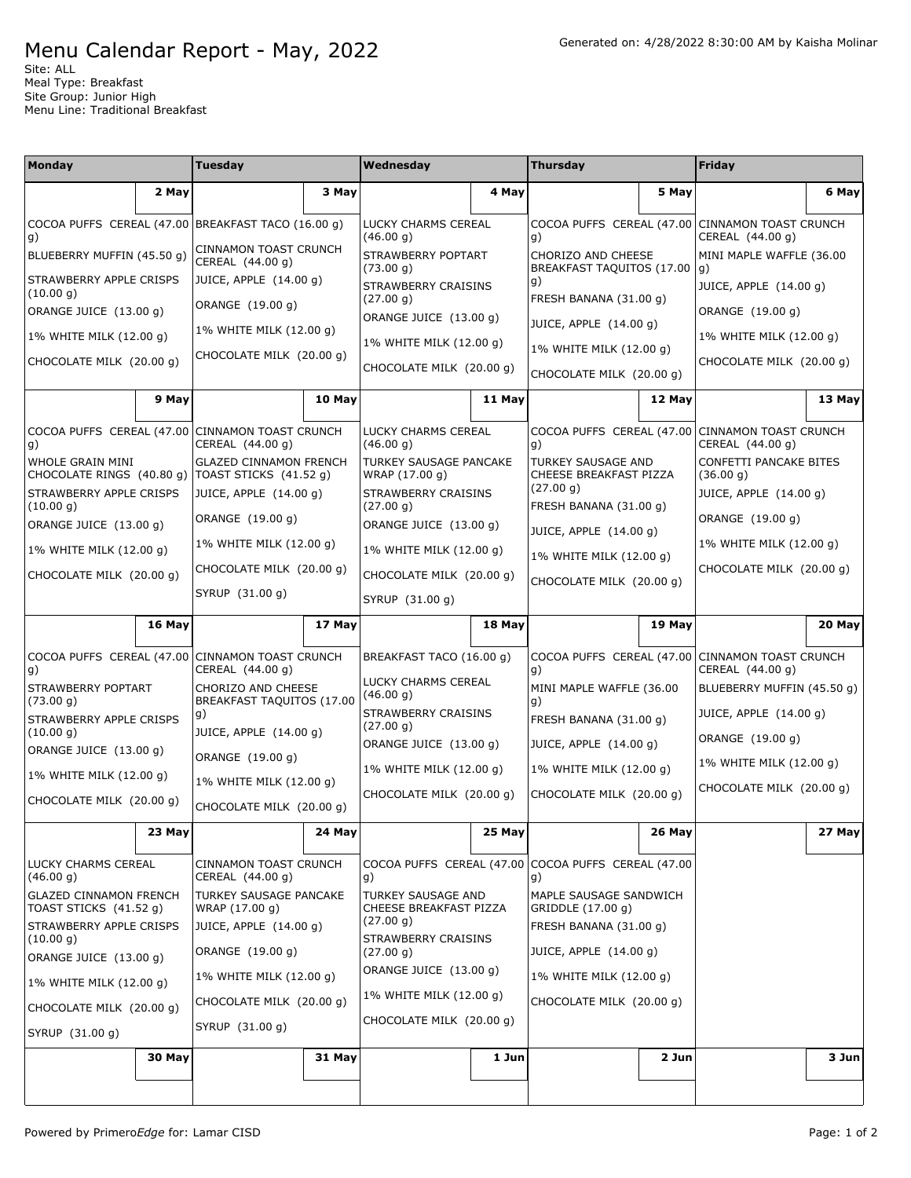# Menu Calendar Report - May, 2022

Generated on: 4/28/2022 8:30:00 AM by Kaisha Molinar

Site: ALL
Meal Type: Breakfast
Site Group: Junior High
Menu Line: Traditional Breakfast

| Monday | Tuesday | Wednesday | Thursday | Friday |
|---|---|---|---|---|
| **2 May** | **3 May** | **4 May** | **5 May** | **6 May** |
| COCOA PUFFS CEREAL (47.00 g)<br>BLUEBERRY MUFFIN (45.50 g)<br>STRAWBERRY APPLE CRISPS (10.00 g)<br>ORANGE JUICE (13.00 g)<br>1% WHITE MILK (12.00 g)<br>CHOCOLATE MILK (20.00 g) | BREAKFAST TACO (16.00 g)<br>CINNAMON TOAST CRUNCH CEREAL (44.00 g)<br>JUICE, APPLE (14.00 g)<br>ORANGE (19.00 g)<br>1% WHITE MILK (12.00 g)<br>CHOCOLATE MILK (20.00 g) | LUCKY CHARMS CEREAL (46.00 g)<br>STRAWBERRY POPTART (73.00 g)<br>STRAWBERRY CRAISINS (27.00 g)<br>ORANGE JUICE (13.00 g)<br>1% WHITE MILK (12.00 g)<br>CHOCOLATE MILK (20.00 g) | COCOA PUFFS CEREAL (47.00 g)<br>CHORIZO AND CHEESE BREAKFAST TAQUITOS (17.00 g)<br>FRESH BANANA (31.00 g)<br>JUICE, APPLE (14.00 g)<br>1% WHITE MILK (12.00 g)<br>CHOCOLATE MILK (20.00 g) | CINNAMON TOAST CRUNCH CEREAL (44.00 g)<br>MINI MAPLE WAFFLE (36.00 g)<br>JUICE, APPLE (14.00 g)<br>ORANGE (19.00 g)<br>1% WHITE MILK (12.00 g)<br>CHOCOLATE MILK (20.00 g) |
| **9 May** | **10 May** | **11 May** | **12 May** | **13 May** |
| COCOA PUFFS CEREAL (47.00 g)<br>WHOLE GRAIN MINI CHOCOLATE RINGS (40.80 g)<br>STRAWBERRY APPLE CRISPS (10.00 g)<br>ORANGE JUICE (13.00 g)<br>1% WHITE MILK (12.00 g)<br>CHOCOLATE MILK (20.00 g) | CINNAMON TOAST CRUNCH CEREAL (44.00 g)<br>GLAZED CINNAMON FRENCH TOAST STICKS (41.52 g)<br>JUICE, APPLE (14.00 g)<br>ORANGE (19.00 g)<br>1% WHITE MILK (12.00 g)<br>CHOCOLATE MILK (20.00 g)<br>SYRUP (31.00 g) | LUCKY CHARMS CEREAL (46.00 g)<br>TURKEY SAUSAGE PANCAKE WRAP (17.00 g)<br>STRAWBERRY CRAISINS (27.00 g)<br>ORANGE JUICE (13.00 g)<br>1% WHITE MILK (12.00 g)<br>CHOCOLATE MILK (20.00 g)<br>SYRUP (31.00 g) | COCOA PUFFS CEREAL (47.00 g)<br>TURKEY SAUSAGE AND CHEESE BREAKFAST PIZZA (27.00 g)<br>FRESH BANANA (31.00 g)<br>JUICE, APPLE (14.00 g)<br>1% WHITE MILK (12.00 g)<br>CHOCOLATE MILK (20.00 g) | CINNAMON TOAST CRUNCH CEREAL (44.00 g)<br>CONFETTI PANCAKE BITES (36.00 g)<br>JUICE, APPLE (14.00 g)<br>ORANGE (19.00 g)<br>1% WHITE MILK (12.00 g)<br>CHOCOLATE MILK (20.00 g) |
| **16 May** | **17 May** | **18 May** | **19 May** | **20 May** |
| COCOA PUFFS CEREAL (47.00 g)<br>STRAWBERRY POPTART (73.00 g)<br>STRAWBERRY APPLE CRISPS (10.00 g)<br>ORANGE JUICE (13.00 g)<br>1% WHITE MILK (12.00 g)<br>CHOCOLATE MILK (20.00 g) | CINNAMON TOAST CRUNCH CEREAL (44.00 g)<br>CHORIZO AND CHEESE BREAKFAST TAQUITOS (17.00 g)<br>JUICE, APPLE (14.00 g)<br>ORANGE (19.00 g)<br>1% WHITE MILK (12.00 g)<br>CHOCOLATE MILK (20.00 g) | BREAKFAST TACO (16.00 g)<br>LUCKY CHARMS CEREAL (46.00 g)<br>STRAWBERRY CRAISINS (27.00 g)<br>ORANGE JUICE (13.00 g)<br>1% WHITE MILK (12.00 g)<br>CHOCOLATE MILK (20.00 g) | COCOA PUFFS CEREAL (47.00 g)<br>MINI MAPLE WAFFLE (36.00 g)<br>FRESH BANANA (31.00 g)<br>JUICE, APPLE (14.00 g)<br>1% WHITE MILK (12.00 g)<br>CHOCOLATE MILK (20.00 g) | CINNAMON TOAST CRUNCH CEREAL (44.00 g)<br>BLUEBERRY MUFFIN (45.50 g)<br>JUICE, APPLE (14.00 g)<br>ORANGE (19.00 g)<br>1% WHITE MILK (12.00 g)<br>CHOCOLATE MILK (20.00 g) |
| **23 May** | **24 May** | **25 May** | **26 May** | **27 May** |
| LUCKY CHARMS CEREAL (46.00 g)<br>GLAZED CINNAMON FRENCH TOAST STICKS (41.52 g)<br>STRAWBERRY APPLE CRISPS (10.00 g)<br>ORANGE JUICE (13.00 g)<br>1% WHITE MILK (12.00 g)<br>CHOCOLATE MILK (20.00 g)<br>SYRUP (31.00 g) | CINNAMON TOAST CRUNCH CEREAL (44.00 g)<br>TURKEY SAUSAGE PANCAKE WRAP (17.00 g)<br>JUICE, APPLE (14.00 g)<br>ORANGE (19.00 g)<br>1% WHITE MILK (12.00 g)<br>CHOCOLATE MILK (20.00 g)<br>SYRUP (31.00 g) | COCOA PUFFS CEREAL (47.00 g)<br>TURKEY SAUSAGE AND CHEESE BREAKFAST PIZZA (27.00 g)<br>STRAWBERRY CRAISINS (27.00 g)<br>ORANGE JUICE (13.00 g)<br>1% WHITE MILK (12.00 g)<br>CHOCOLATE MILK (20.00 g) | COCOA PUFFS CEREAL (47.00 g)<br>MAPLE SAUSAGE SANDWICH GRIDDLE (17.00 g)<br>FRESH BANANA (31.00 g)<br>JUICE, APPLE (14.00 g)<br>1% WHITE MILK (12.00 g)<br>CHOCOLATE MILK (20.00 g) | |
| **30 May** | **31 May** | **1 Jun** | **2 Jun** | **3 Jun** |
| | | | | |

Powered by Primero*Edge* for: Lamar CISD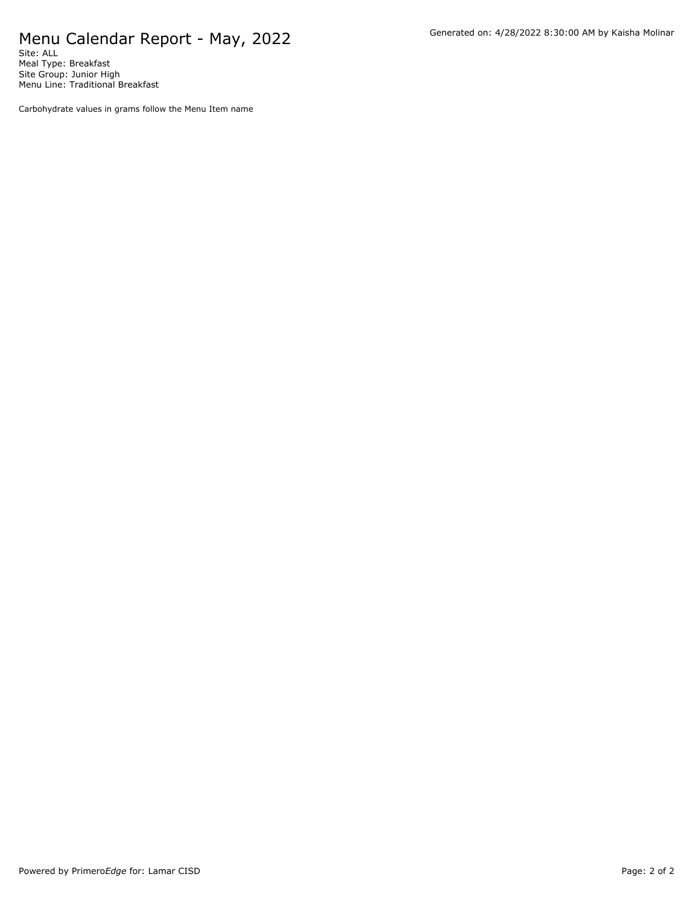# Menu Calendar Report - May, 2022

Generated on: 4/28/2022 8:30:00 AM by Kaisha Molinar

Site: ALL
Meal Type: Breakfast
Site Group: Junior High
Menu Line: Traditional Breakfast

Carbohydrate values in grams follow the Menu Item name

Powered by Primero*Edge* for: Lamar CISD